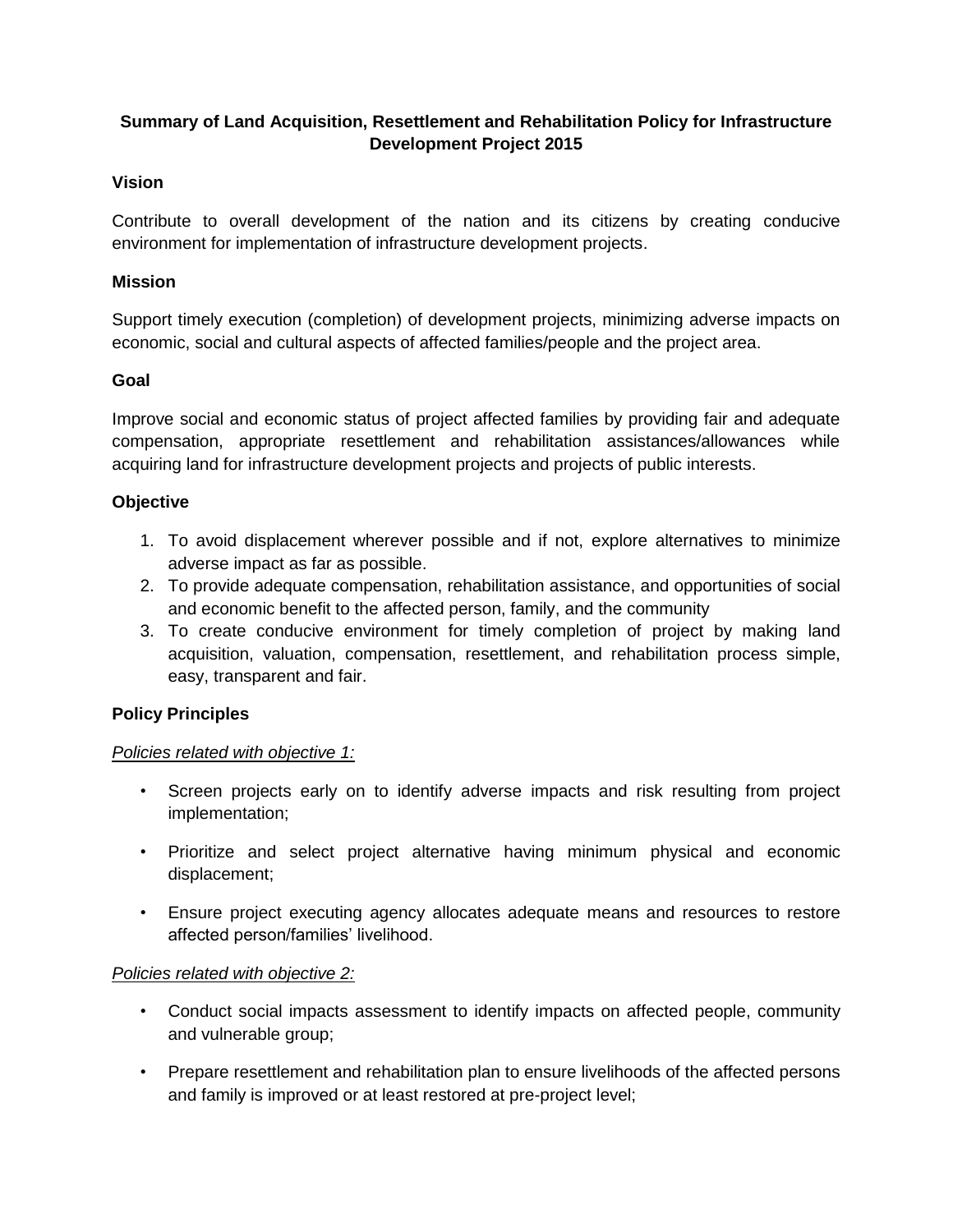# Summary of Land Acquisition, Resettlement and Rehabilitation Policy for Infrastructure Development Project 2015

## Vision

Contribute to overall development of the nation and its citizens by creating conducive environment for implementation of infrastructure development projects.

## Mission

Support timely execution (completion) of development projects, minimizing adverse impacts on economic, social and cultural aspects of affected families/people and the project area.

## Goal

Improve social and economic status of project affected families by providing fair and adequate compensation, appropriate resettlement and rehabilitation assistances/allowances while acquiring land for infrastructure development projects and projects of public interests.

## Objective

1. To avoid displacement wherever possible and if not, explore alternatives to minimize adverse impact as far as possible.
2. To provide adequate compensation, rehabilitation assistance, and opportunities of social and economic benefit to the affected person, family, and the community
3. To create conducive environment for timely completion of project by making land acquisition, valuation, compensation, resettlement, and rehabilitation process simple, easy, transparent and fair.

## Policy Principles

*Policies related with objective 1:*

- Screen projects early on to identify adverse impacts and risk resulting from project implementation;
- Prioritize and select project alternative having minimum physical and economic displacement;
- Ensure project executing agency allocates adequate means and resources to restore affected person/families' livelihood.

*Policies related with objective 2:*

- Conduct social impacts assessment to identify impacts on affected people, community and vulnerable group;
- Prepare resettlement and rehabilitation plan to ensure livelihoods of the affected persons and family is improved or at least restored at pre-project level;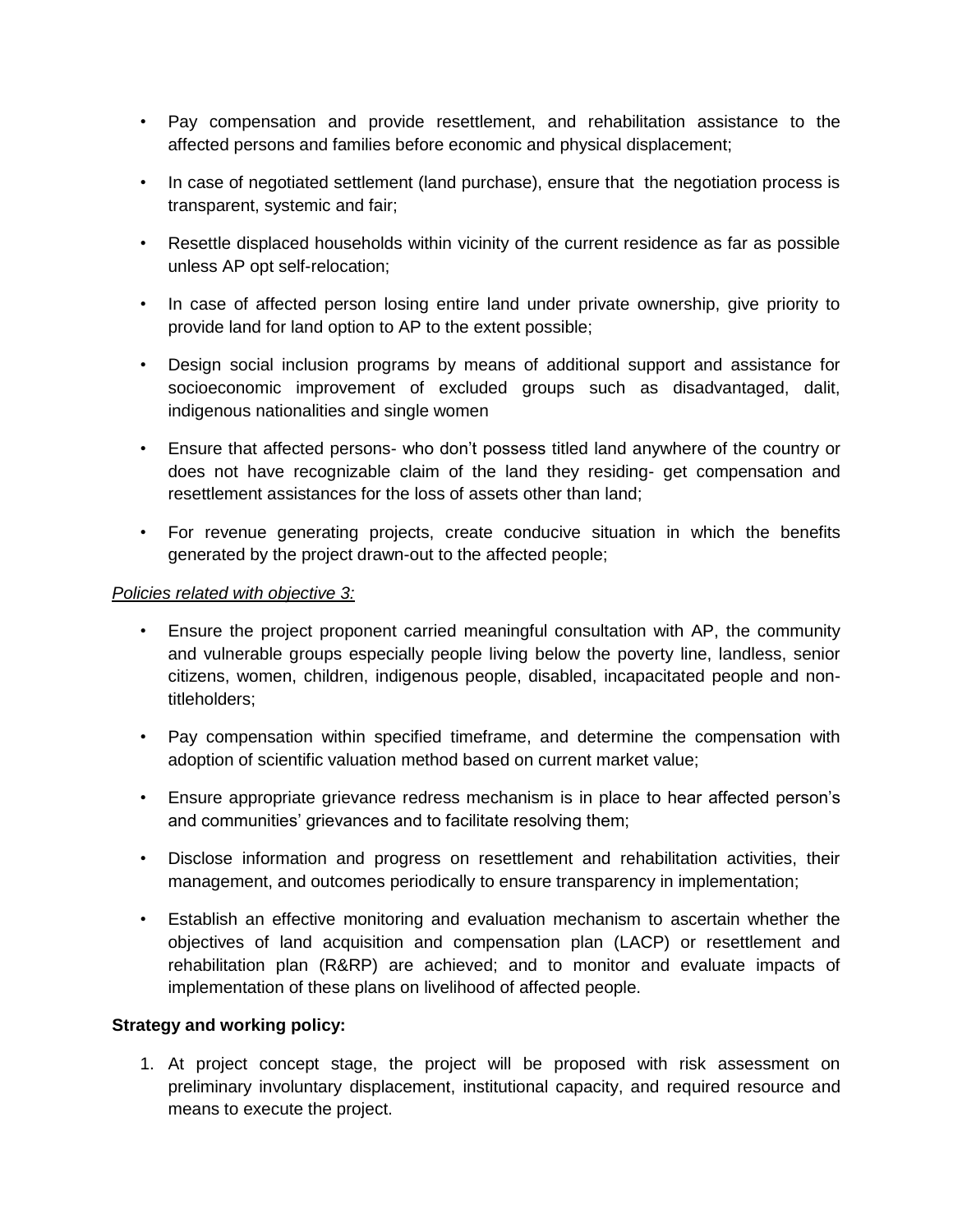- Pay compensation and provide resettlement, and rehabilitation assistance to the affected persons and families before economic and physical displacement;
- In case of negotiated settlement (land purchase), ensure that the negotiation process is transparent, systemic and fair;
- Resettle displaced households within vicinity of the current residence as far as possible unless AP opt self-relocation;
- In case of affected person losing entire land under private ownership, give priority to provide land for land option to AP to the extent possible;
- Design social inclusion programs by means of additional support and assistance for socioeconomic improvement of excluded groups such as disadvantaged, dalit, indigenous nationalities and single women
- Ensure that affected persons- who don't possess titled land anywhere of the country or does not have recognizable claim of the land they residing- get compensation and resettlement assistances for the loss of assets other than land;
- For revenue generating projects, create conducive situation in which the benefits generated by the project drawn-out to the affected people;

*Policies related with objective 3:*

- Ensure the project proponent carried meaningful consultation with AP, the community and vulnerable groups especially people living below the poverty line, landless, senior citizens, women, children, indigenous people, disabled, incapacitated people and non-titleholders;
- Pay compensation within specified timeframe, and determine the compensation with adoption of scientific valuation method based on current market value;
- Ensure appropriate grievance redress mechanism is in place to hear affected person's and communities' grievances and to facilitate resolving them;
- Disclose information and progress on resettlement and rehabilitation activities, their management, and outcomes periodically to ensure transparency in implementation;
- Establish an effective monitoring and evaluation mechanism to ascertain whether the objectives of land acquisition and compensation plan (LACP) or resettlement and rehabilitation plan (R&RP) are achieved; and to monitor and evaluate impacts of implementation of these plans on livelihood of affected people.

**Strategy and working policy:**

1. At project concept stage, the project will be proposed with risk assessment on preliminary involuntary displacement, institutional capacity, and required resource and means to execute the project.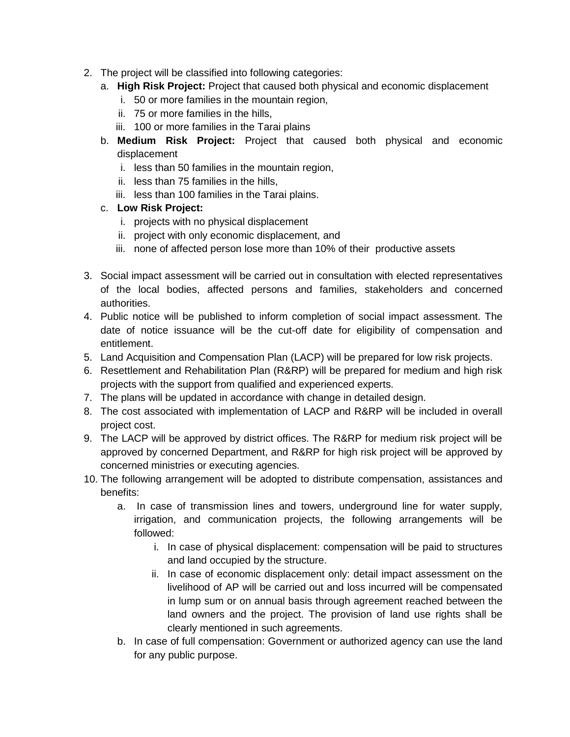2. The project will be classified into following categories:
    a. **High Risk Project:** Project that caused both physical and economic displacement
        i. 50 or more families in the mountain region,
        ii. 75 or more families in the hills,
        iii. 100 or more families in the Tarai plains
    b. **Medium Risk Project:** Project that caused both physical and economic displacement
        i. less than 50 families in the mountain region,
        ii. less than 75 families in the hills,
        iii. less than 100 families in the Tarai plains.
    c. **Low Risk Project:**
        i. projects with no physical displacement
        ii. project with only economic displacement, and
        iii. none of affected person lose more than 10% of their productive assets
3. Social impact assessment will be carried out in consultation with elected representatives of the local bodies, affected persons and families, stakeholders and concerned authorities.
4. Public notice will be published to inform completion of social impact assessment. The date of notice issuance will be the cut-off date for eligibility of compensation and entitlement.
5. Land Acquisition and Compensation Plan (LACP) will be prepared for low risk projects.
6. Resettlement and Rehabilitation Plan (R&RP) will be prepared for medium and high risk projects with the support from qualified and experienced experts.
7. The plans will be updated in accordance with change in detailed design.
8. The cost associated with implementation of LACP and R&RP will be included in overall project cost.
9. The LACP will be approved by district offices. The R&RP for medium risk project will be approved by concerned Department, and R&RP for high risk project will be approved by concerned ministries or executing agencies.
10. The following arrangement will be adopted to distribute compensation, assistances and benefits:
    a. In case of transmission lines and towers, underground line for water supply, irrigation, and communication projects, the following arrangements will be followed:
        i. In case of physical displacement: compensation will be paid to structures and land occupied by the structure.
        ii. In case of economic displacement only: detail impact assessment on the livelihood of AP will be carried out and loss incurred will be compensated in lump sum or on annual basis through agreement reached between the land owners and the project. The provision of land use rights shall be clearly mentioned in such agreements.
    b. In case of full compensation: Government or authorized agency can use the land for any public purpose.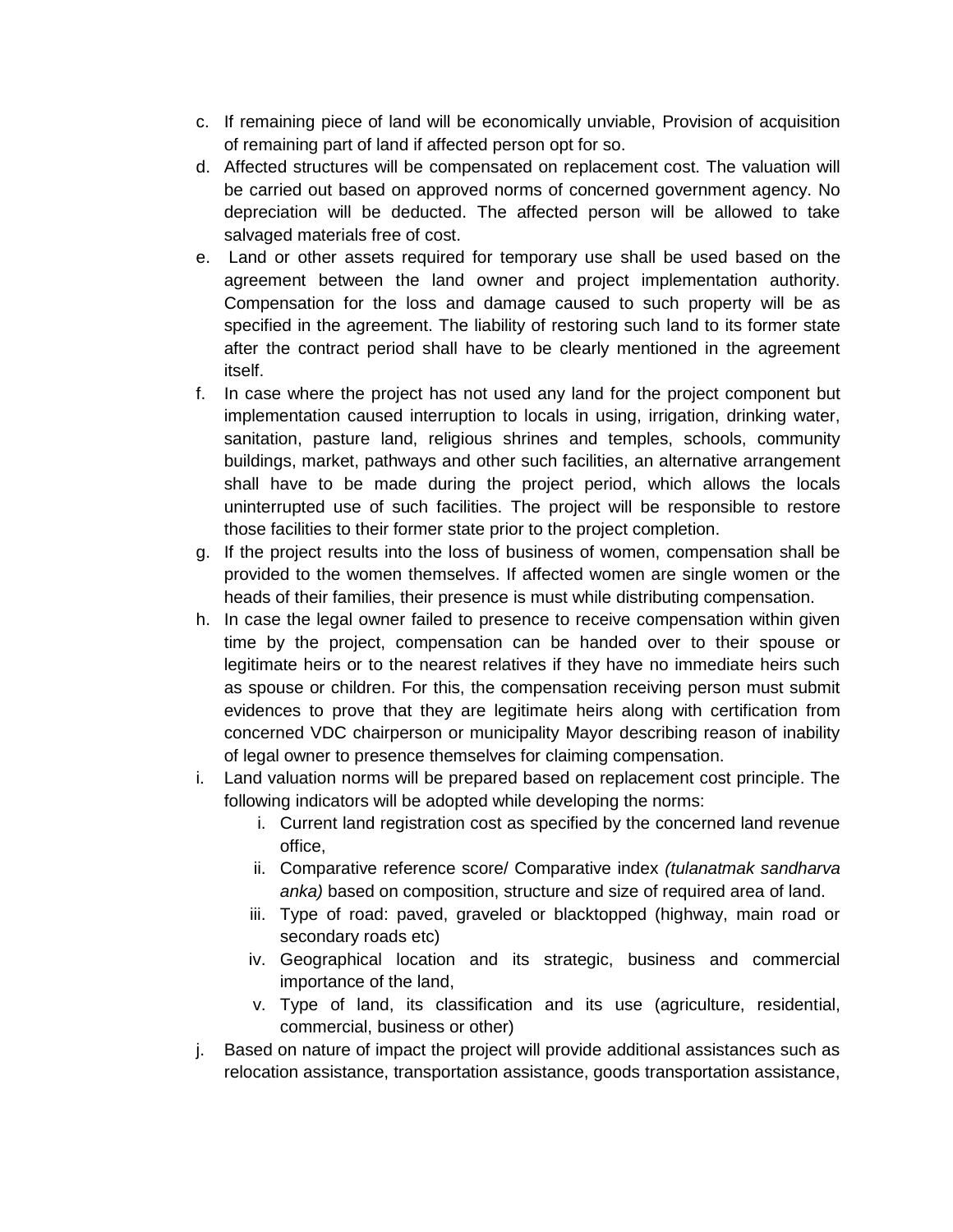c. If remaining piece of land will be economically unviable, Provision of acquisition of remaining part of land if affected person opt for so.
d. Affected structures will be compensated on replacement cost. The valuation will be carried out based on approved norms of concerned government agency. No depreciation will be deducted. The affected person will be allowed to take salvaged materials free of cost.
e. Land or other assets required for temporary use shall be used based on the agreement between the land owner and project implementation authority. Compensation for the loss and damage caused to such property will be as specified in the agreement. The liability of restoring such land to its former state after the contract period shall have to be clearly mentioned in the agreement itself.
f. In case where the project has not used any land for the project component but implementation caused interruption to locals in using, irrigation, drinking water, sanitation, pasture land, religious shrines and temples, schools, community buildings, market, pathways and other such facilities, an alternative arrangement shall have to be made during the project period, which allows the locals uninterrupted use of such facilities. The project will be responsible to restore those facilities to their former state prior to the project completion.
g. If the project results into the loss of business of women, compensation shall be provided to the women themselves. If affected women are single women or the heads of their families, their presence is must while distributing compensation.
h. In case the legal owner failed to presence to receive compensation within given time by the project, compensation can be handed over to their spouse or legitimate heirs or to the nearest relatives if they have no immediate heirs such as spouse or children. For this, the compensation receiving person must submit evidences to prove that they are legitimate heirs along with certification from concerned VDC chairperson or municipality Mayor describing reason of inability of legal owner to presence themselves for claiming compensation.
i. Land valuation norms will be prepared based on replacement cost principle. The following indicators will be adopted while developing the norms:
    i. Current land registration cost as specified by the concerned land revenue office,
    ii. Comparative reference score/ Comparative index *(tulanatmak sandharva anka)* based on composition, structure and size of required area of land.
    iii. Type of road: paved, graveled or blacktopped (highway, main road or secondary roads etc)
    iv. Geographical location and its strategic, business and commercial importance of the land,
    v. Type of land, its classification and its use (agriculture, residential, commercial, business or other)
j. Based on nature of impact the project will provide additional assistances such as relocation assistance, transportation assistance, goods transportation assistance,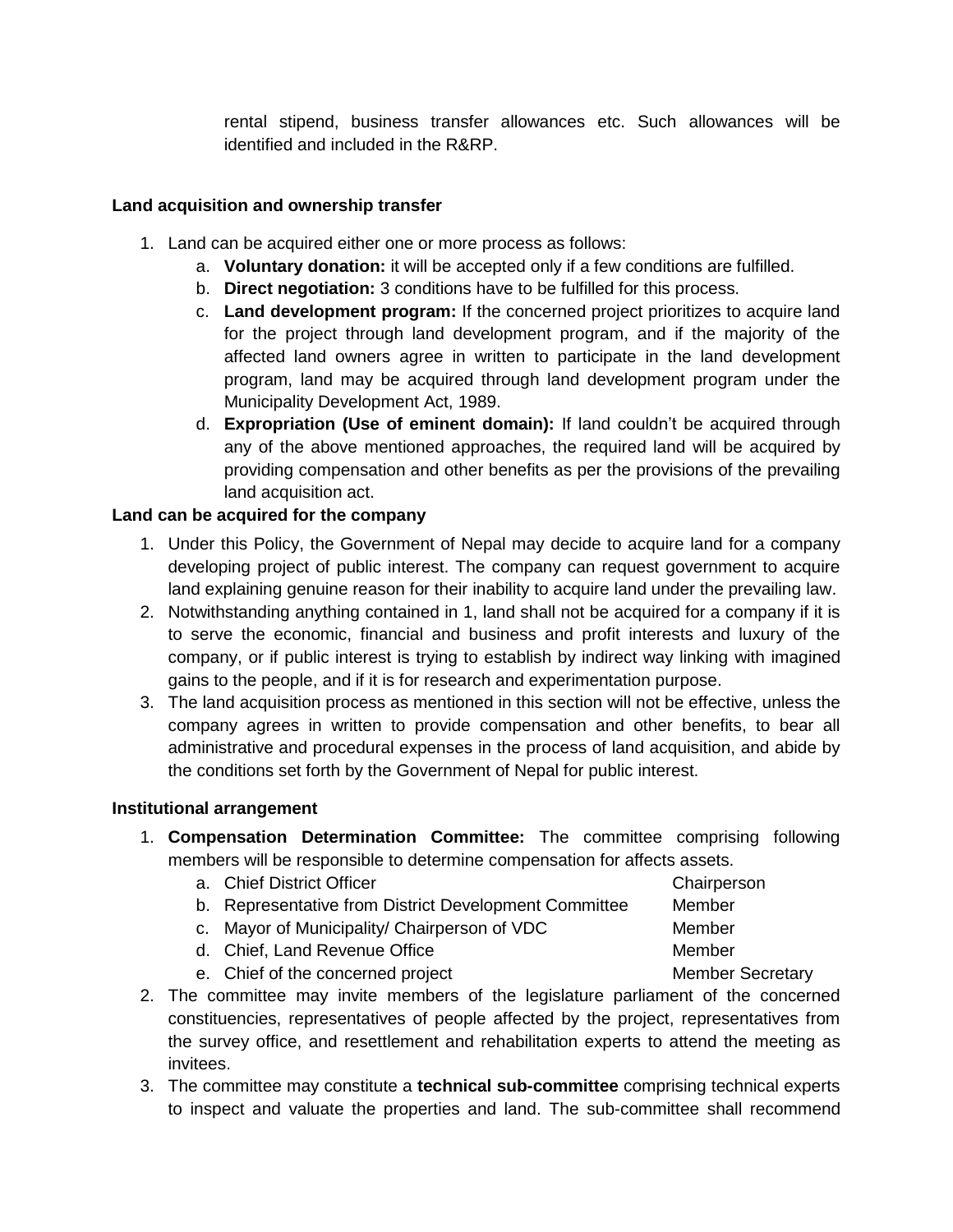rental stipend, business transfer allowances etc. Such allowances will be identified and included in the R&RP.

**Land acquisition and ownership transfer**

1. Land can be acquired either one or more process as follows:
   a. **Voluntary donation:** it will be accepted only if a few conditions are fulfilled.
   b. **Direct negotiation:** 3 conditions have to be fulfilled for this process.
   c. **Land development program:** If the concerned project prioritizes to acquire land for the project through land development program, and if the majority of the affected land owners agree in written to participate in the land development program, land may be acquired through land development program under the Municipality Development Act, 1989.
   d. **Expropriation (Use of eminent domain):** If land couldn't be acquired through any of the above mentioned approaches, the required land will be acquired by providing compensation and other benefits as per the provisions of the prevailing land acquisition act.

**Land can be acquired for the company**

1. Under this Policy, the Government of Nepal may decide to acquire land for a company developing project of public interest. The company can request government to acquire land explaining genuine reason for their inability to acquire land under the prevailing law.
2. Notwithstanding anything contained in 1, land shall not be acquired for a company if it is to serve the economic, financial and business and profit interests and luxury of the company, or if public interest is trying to establish by indirect way linking with imagined gains to the people, and if it is for research and experimentation purpose.
3. The land acquisition process as mentioned in this section will not be effective, unless the company agrees in written to provide compensation and other benefits, to bear all administrative and procedural expenses in the process of land acquisition, and abide by the conditions set forth by the Government of Nepal for public interest.

**Institutional arrangement**

1. **Compensation Determination Committee:** The committee comprising following members will be responsible to determine compensation for affects assets.
   a. Chief District Officer — Chairperson
   b. Representative from District Development Committee — Member
   c. Mayor of Municipality/ Chairperson of VDC — Member
   d. Chief, Land Revenue Office — Member
   e. Chief of the concerned project — Member Secretary
2. The committee may invite members of the legislature parliament of the concerned constituencies, representatives of people affected by the project, representatives from the survey office, and resettlement and rehabilitation experts to attend the meeting as invitees.
3. The committee may constitute a **technical sub-committee** comprising technical experts to inspect and valuate the properties and land. The sub-committee shall recommend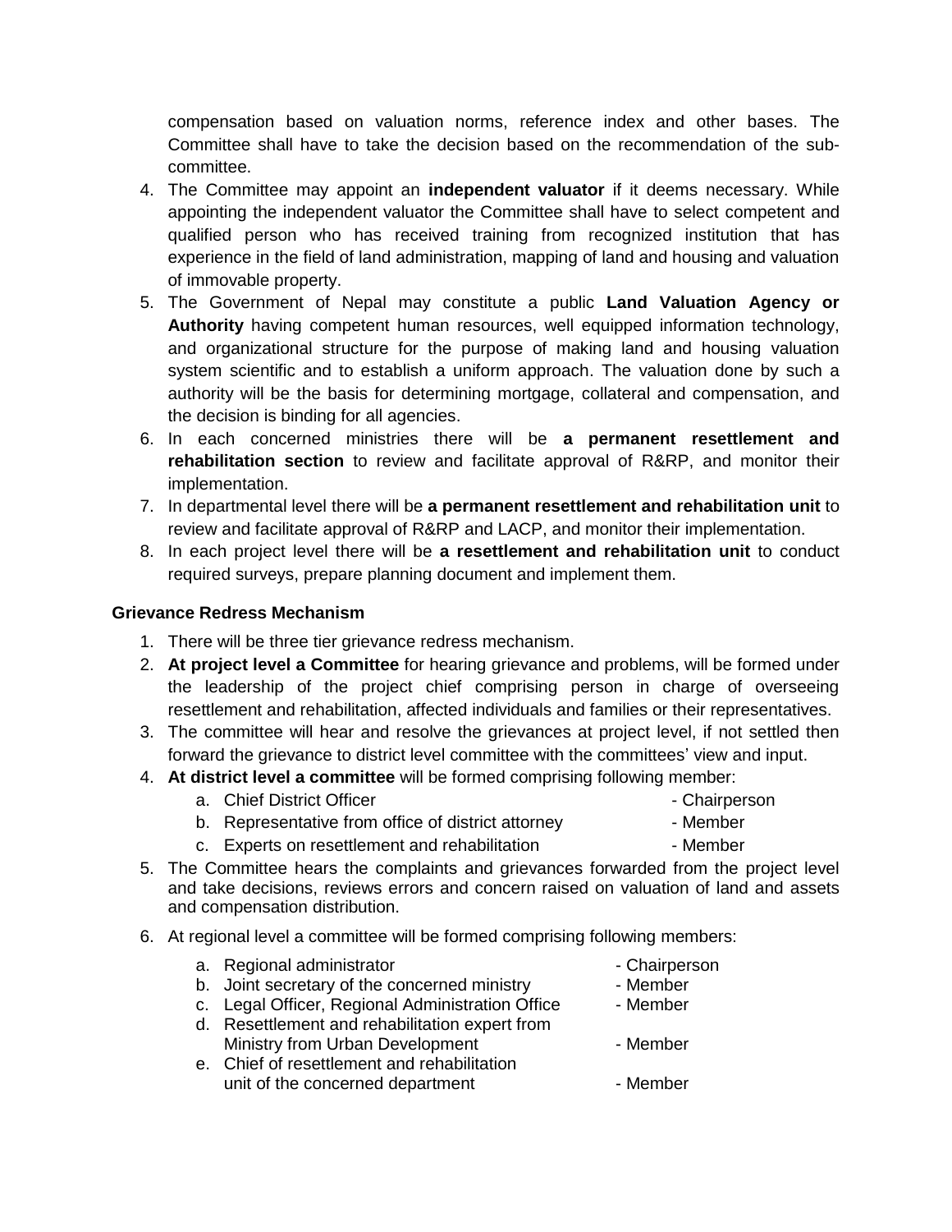compensation based on valuation norms, reference index and other bases. The Committee shall have to take the decision based on the recommendation of the sub-committee.

4. The Committee may appoint an **independent valuator** if it deems necessary. While appointing the independent valuator the Committee shall have to select competent and qualified person who has received training from recognized institution that has experience in the field of land administration, mapping of land and housing and valuation of immovable property.
5. The Government of Nepal may constitute a public **Land Valuation Agency or Authority** having competent human resources, well equipped information technology, and organizational structure for the purpose of making land and housing valuation system scientific and to establish a uniform approach. The valuation done by such a authority will be the basis for determining mortgage, collateral and compensation, and the decision is binding for all agencies.
6. In each concerned ministries there will be **a permanent resettlement and rehabilitation section** to review and facilitate approval of R&RP, and monitor their implementation.
7. In departmental level there will be **a permanent resettlement and rehabilitation unit** to review and facilitate approval of R&RP and LACP, and monitor their implementation.
8. In each project level there will be **a resettlement and rehabilitation unit** to conduct required surveys, prepare planning document and implement them.

**Grievance Redress Mechanism**

1. There will be three tier grievance redress mechanism.
2. **At project level a Committee** for hearing grievance and problems, will be formed under the leadership of the project chief comprising person in charge of overseeing resettlement and rehabilitation, affected individuals and families or their representatives.
3. The committee will hear and resolve the grievances at project level, if not settled then forward the grievance to district level committee with the committees' view and input.
4. **At district level a committee** will be formed comprising following member:
    a. Chief District Officer - Chairperson
    b. Representative from office of district attorney - Member
    c. Experts on resettlement and rehabilitation - Member
5. The Committee hears the complaints and grievances forwarded from the project level and take decisions, reviews errors and concern raised on valuation of land and assets and compensation distribution.
6. At regional level a committee will be formed comprising following members:
    a. Regional administrator - Chairperson
    b. Joint secretary of the concerned ministry - Member
    c. Legal Officer, Regional Administration Office - Member
    d. Resettlement and rehabilitation expert from Ministry from Urban Development - Member
    e. Chief of resettlement and rehabilitation unit of the concerned department - Member